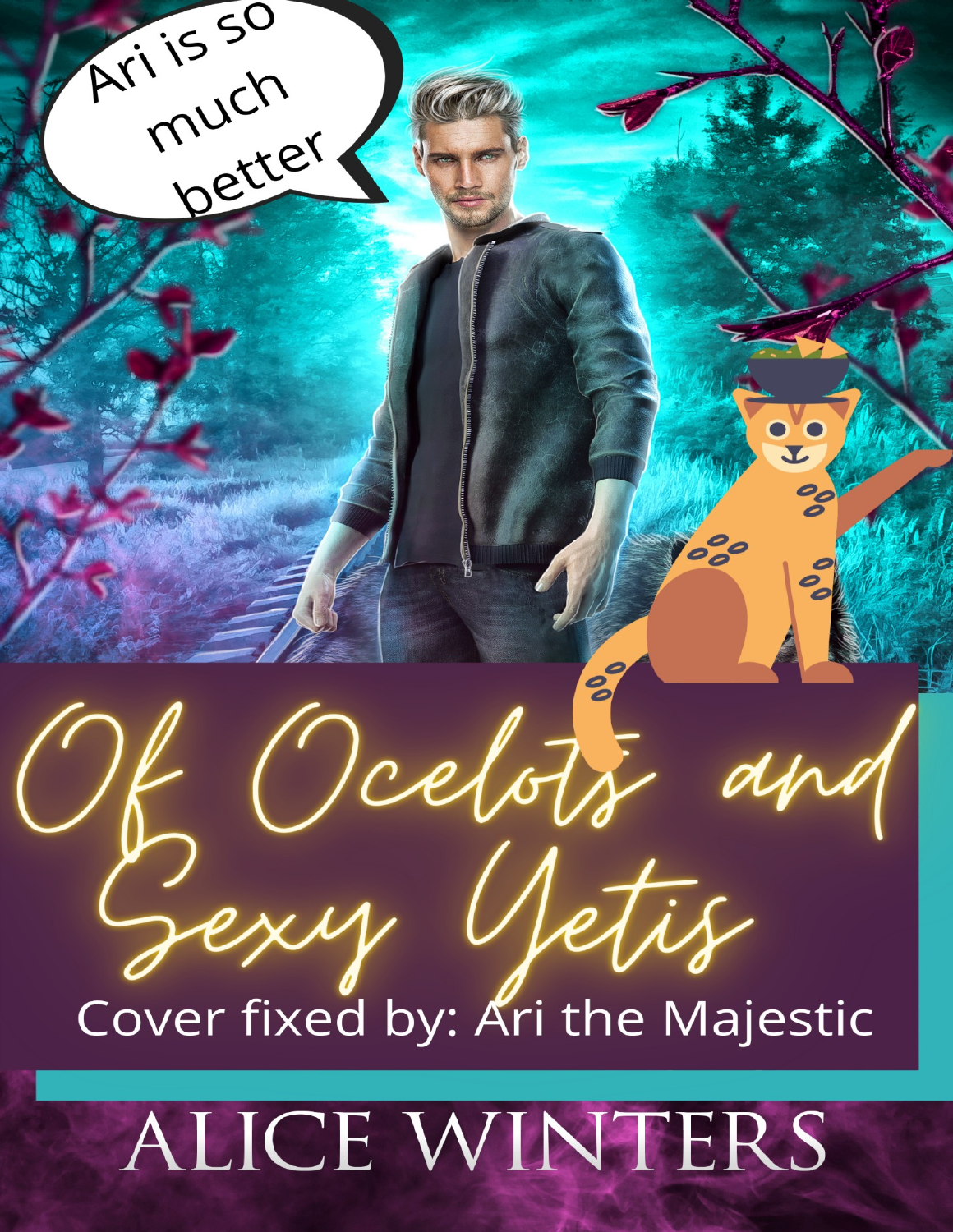Ari is so much better

# Of Ocelots and Sexy Yetis

Cover fixed by: Ari the Majestic

ALICE WINTERS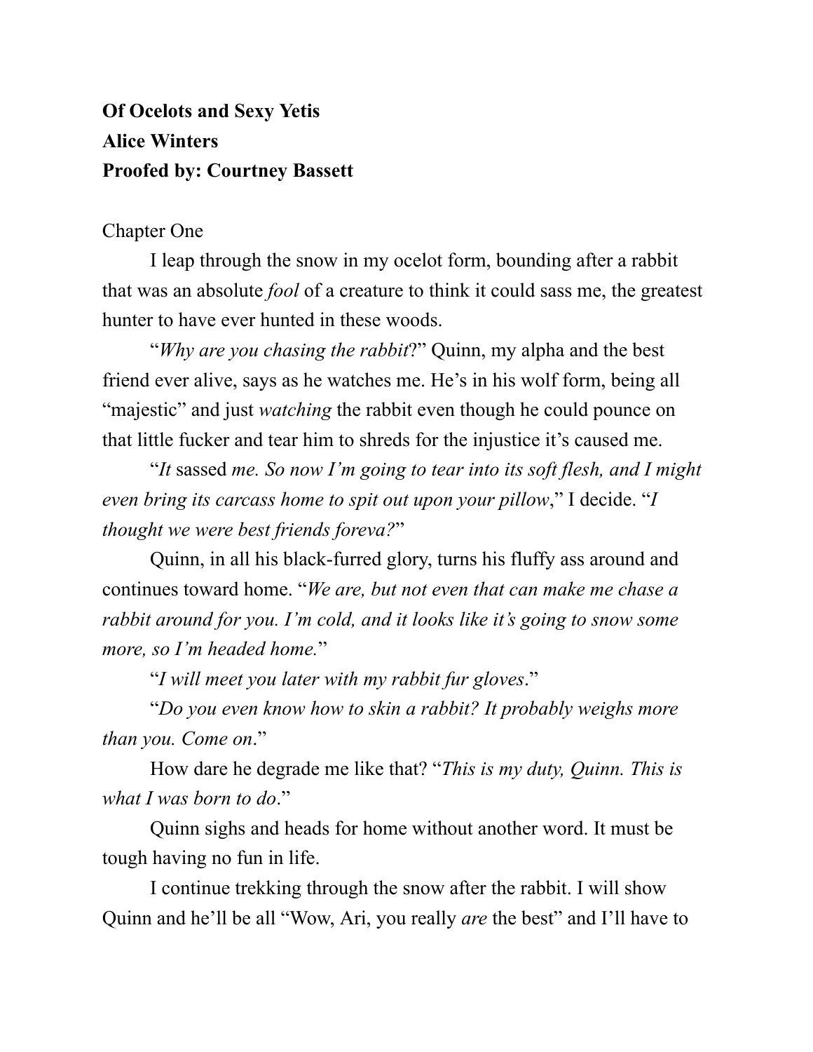**Of Ocelots and Sexy Yetis**
**Alice Winters**
**Proofed by: Courtney Bassett**

Chapter One

I leap through the snow in my ocelot form, bounding after a rabbit that was an absolute *fool* of a creature to think it could sass me, the greatest hunter to have ever hunted in these woods.

"*Why are you chasing the rabbit*?" Quinn, my alpha and the best friend ever alive, says as he watches me. He's in his wolf form, being all "majestic" and just *watching* the rabbit even though he could pounce on that little fucker and tear him to shreds for the injustice it's caused me.

"*It* sassed *me. So now I'm going to tear into its soft flesh, and I might even bring its carcass home to spit out upon your pillow*," I decide. "*I thought we were best friends foreva?*"

Quinn, in all his black-furred glory, turns his fluffy ass around and continues toward home. "*We are, but not even that can make me chase a rabbit around for you. I'm cold, and it looks like it's going to snow some more, so I'm headed home.*"

"*I will meet you later with my rabbit fur gloves*."

"*Do you even know how to skin a rabbit? It probably weighs more than you. Come on*."

How dare he degrade me like that? "*This is my duty, Quinn. This is what I was born to do*."

Quinn sighs and heads for home without another word. It must be tough having no fun in life.

I continue trekking through the snow after the rabbit. I will show Quinn and he'll be all "Wow, Ari, you really *are* the best" and I'll have to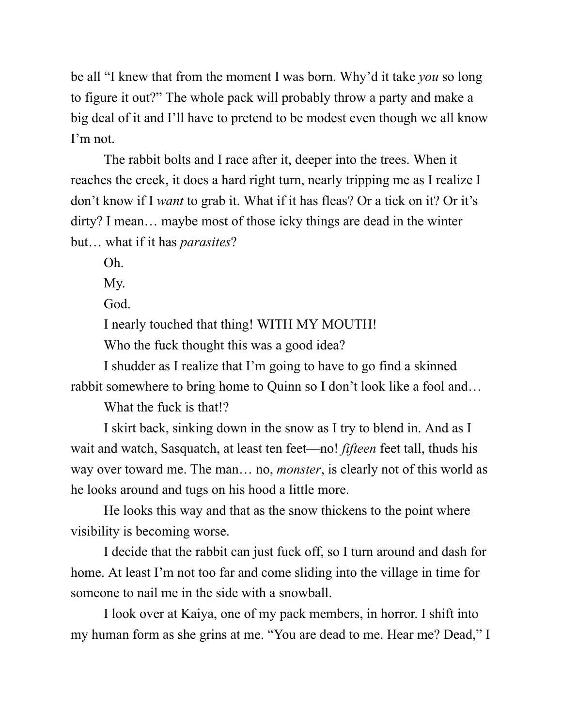be all "I knew that from the moment I was born. Why'd it take *you* so long to figure it out?" The whole pack will probably throw a party and make a big deal of it and I'll have to pretend to be modest even though we all know I'm not.

The rabbit bolts and I race after it, deeper into the trees. When it reaches the creek, it does a hard right turn, nearly tripping me as I realize I don't know if I *want* to grab it. What if it has fleas? Or a tick on it? Or it's dirty? I mean… maybe most of those icky things are dead in the winter but… what if it has *parasites*?

Oh.

My.

God.

I nearly touched that thing! WITH MY MOUTH!

Who the fuck thought this was a good idea?

I shudder as I realize that I'm going to have to go find a skinned rabbit somewhere to bring home to Quinn so I don't look like a fool and…

What the fuck is that!?

I skirt back, sinking down in the snow as I try to blend in. And as I wait and watch, Sasquatch, at least ten feet—no! *fifteen* feet tall, thuds his way over toward me. The man… no, *monster*, is clearly not of this world as he looks around and tugs on his hood a little more.

He looks this way and that as the snow thickens to the point where visibility is becoming worse.

I decide that the rabbit can just fuck off, so I turn around and dash for home. At least I'm not too far and come sliding into the village in time for someone to nail me in the side with a snowball.

I look over at Kaiya, one of my pack members, in horror. I shift into my human form as she grins at me. "You are dead to me. Hear me? Dead," I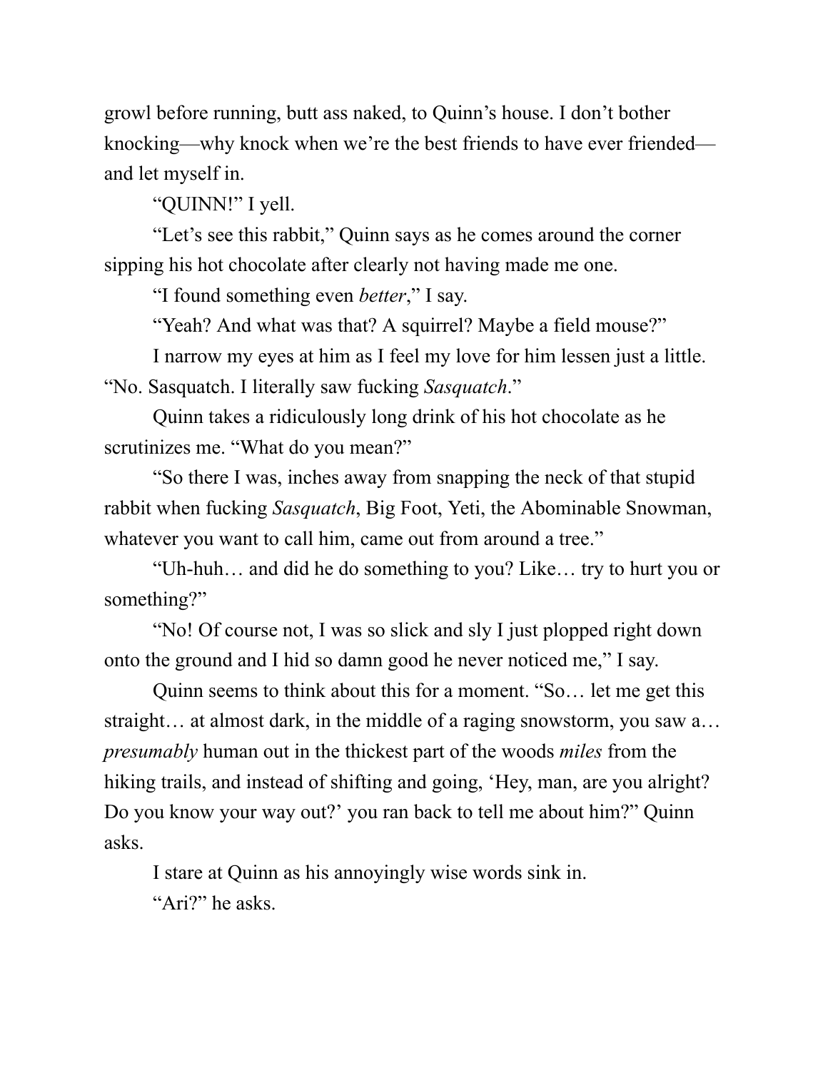growl before running, butt ass naked, to Quinn's house. I don't bother knocking—why knock when we're the best friends to have ever friended—and let myself in.

"QUINN!" I yell.

"Let's see this rabbit," Quinn says as he comes around the corner sipping his hot chocolate after clearly not having made me one.

"I found something even *better*," I say.

"Yeah? And what was that? A squirrel? Maybe a field mouse?"

I narrow my eyes at him as I feel my love for him lessen just a little. "No. Sasquatch. I literally saw fucking *Sasquatch*."

Quinn takes a ridiculously long drink of his hot chocolate as he scrutinizes me. "What do you mean?"

"So there I was, inches away from snapping the neck of that stupid rabbit when fucking *Sasquatch*, Big Foot, Yeti, the Abominable Snowman, whatever you want to call him, came out from around a tree."

"Uh-huh… and did he do something to you? Like… try to hurt you or something?"

"No! Of course not, I was so slick and sly I just plopped right down onto the ground and I hid so damn good he never noticed me," I say.

Quinn seems to think about this for a moment. "So… let me get this straight… at almost dark, in the middle of a raging snowstorm, you saw a… *presumably* human out in the thickest part of the woods *miles* from the hiking trails, and instead of shifting and going, 'Hey, man, are you alright? Do you know your way out?' you ran back to tell me about him?" Quinn asks.

I stare at Quinn as his annoyingly wise words sink in.

"Ari?" he asks.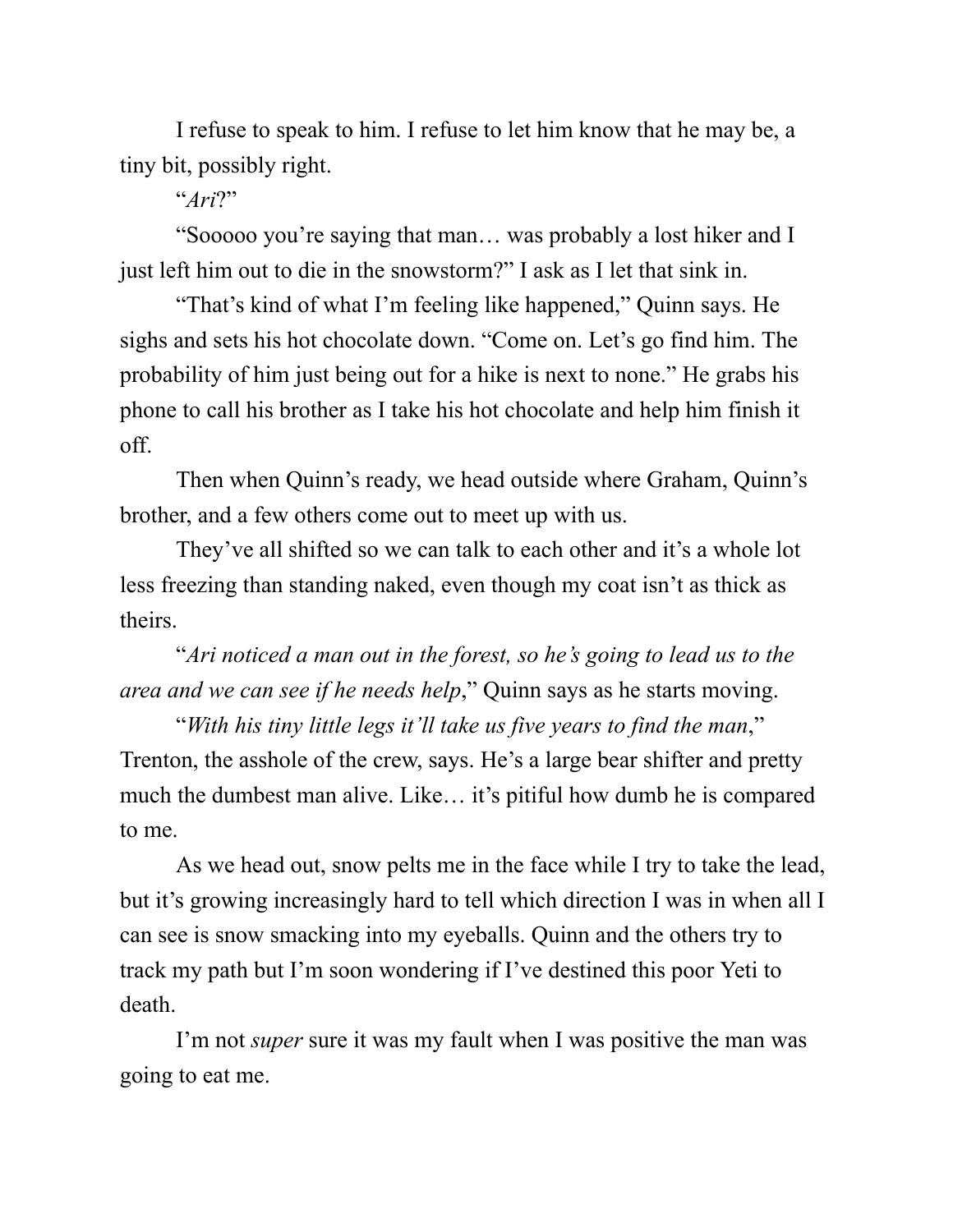I refuse to speak to him. I refuse to let him know that he may be, a tiny bit, possibly right.

"*Ari*?"

"Sooooo you're saying that man… was probably a lost hiker and I just left him out to die in the snowstorm?" I ask as I let that sink in.

"That's kind of what I'm feeling like happened," Quinn says. He sighs and sets his hot chocolate down. "Come on. Let's go find him. The probability of him just being out for a hike is next to none." He grabs his phone to call his brother as I take his hot chocolate and help him finish it off.

Then when Quinn's ready, we head outside where Graham, Quinn's brother, and a few others come out to meet up with us.

They've all shifted so we can talk to each other and it's a whole lot less freezing than standing naked, even though my coat isn't as thick as theirs.

"*Ari noticed a man out in the forest, so he's going to lead us to the area and we can see if he needs help*," Quinn says as he starts moving.

"*With his tiny little legs it'll take us five years to find the man*," Trenton, the asshole of the crew, says. He's a large bear shifter and pretty much the dumbest man alive. Like… it's pitiful how dumb he is compared to me.

As we head out, snow pelts me in the face while I try to take the lead, but it's growing increasingly hard to tell which direction I was in when all I can see is snow smacking into my eyeballs. Quinn and the others try to track my path but I'm soon wondering if I've destined this poor Yeti to death.

I'm not *super* sure it was my fault when I was positive the man was going to eat me.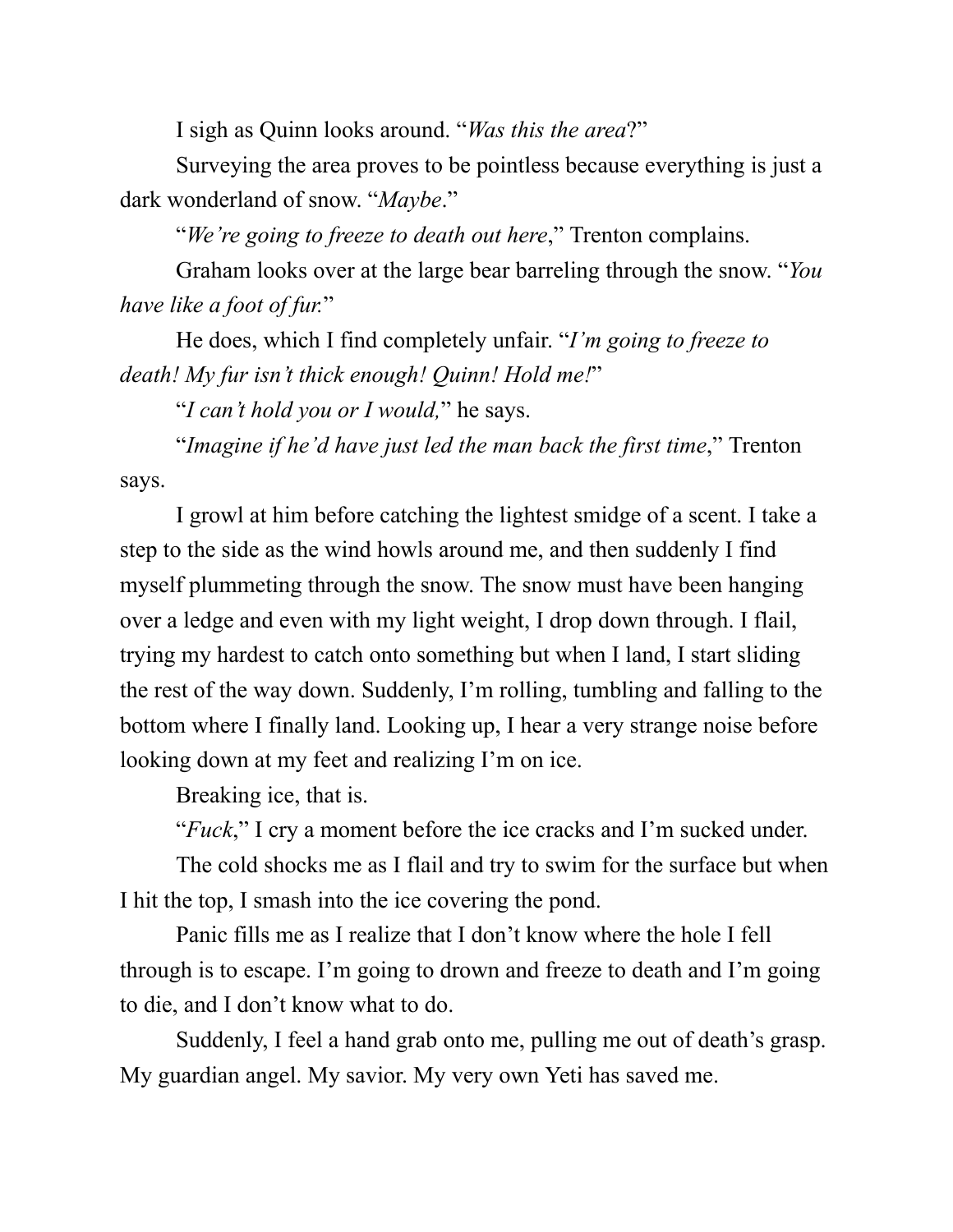I sigh as Quinn looks around. "*Was this the area*?"

Surveying the area proves to be pointless because everything is just a dark wonderland of snow. "*Maybe*."

"*We're going to freeze to death out here*," Trenton complains.

Graham looks over at the large bear barreling through the snow. "*You have like a foot of fur.*"

He does, which I find completely unfair. "*I'm going to freeze to death! My fur isn't thick enough! Quinn! Hold me!*"

"*I can't hold you or I would,*" he says.

"*Imagine if he'd have just led the man back the first time*," Trenton says.

I growl at him before catching the lightest smidge of a scent. I take a step to the side as the wind howls around me, and then suddenly I find myself plummeting through the snow. The snow must have been hanging over a ledge and even with my light weight, I drop down through. I flail, trying my hardest to catch onto something but when I land, I start sliding the rest of the way down. Suddenly, I'm rolling, tumbling and falling to the bottom where I finally land. Looking up, I hear a very strange noise before looking down at my feet and realizing I'm on ice.

Breaking ice, that is.

"*Fuck*," I cry a moment before the ice cracks and I'm sucked under.

The cold shocks me as I flail and try to swim for the surface but when I hit the top, I smash into the ice covering the pond.

Panic fills me as I realize that I don't know where the hole I fell through is to escape. I'm going to drown and freeze to death and I'm going to die, and I don't know what to do.

Suddenly, I feel a hand grab onto me, pulling me out of death's grasp. My guardian angel. My savior. My very own Yeti has saved me.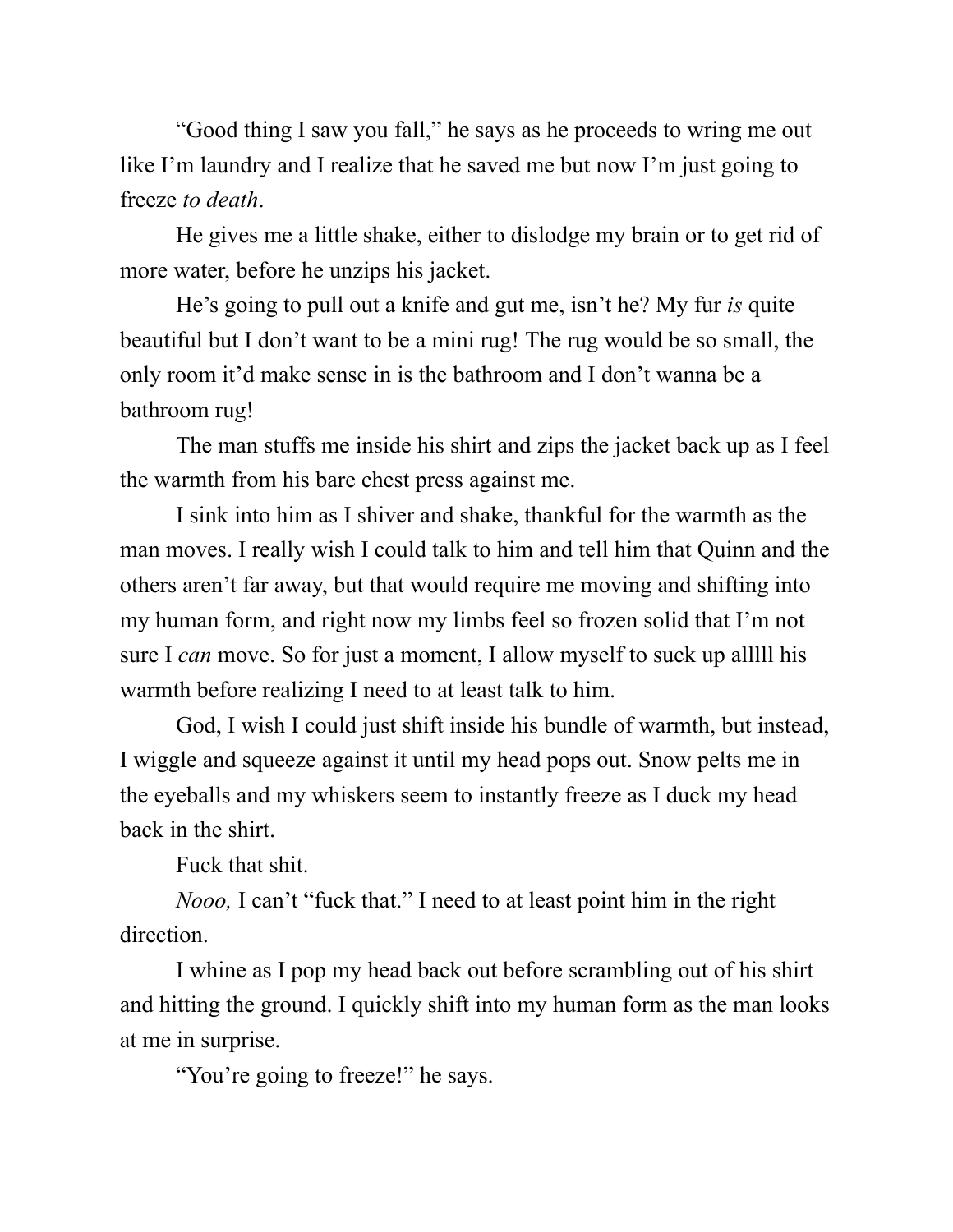"Good thing I saw you fall," he says as he proceeds to wring me out like I'm laundry and I realize that he saved me but now I'm just going to freeze *to death*.

He gives me a little shake, either to dislodge my brain or to get rid of more water, before he unzips his jacket.

He's going to pull out a knife and gut me, isn't he? My fur *is* quite beautiful but I don't want to be a mini rug! The rug would be so small, the only room it'd make sense in is the bathroom and I don't wanna be a bathroom rug!

The man stuffs me inside his shirt and zips the jacket back up as I feel the warmth from his bare chest press against me.

I sink into him as I shiver and shake, thankful for the warmth as the man moves. I really wish I could talk to him and tell him that Quinn and the others aren't far away, but that would require me moving and shifting into my human form, and right now my limbs feel so frozen solid that I'm not sure I *can* move. So for just a moment, I allow myself to suck up alllll his warmth before realizing I need to at least talk to him.

God, I wish I could just shift inside his bundle of warmth, but instead, I wiggle and squeeze against it until my head pops out. Snow pelts me in the eyeballs and my whiskers seem to instantly freeze as I duck my head back in the shirt.

Fuck that shit.

*Nooo,* I can't "fuck that." I need to at least point him in the right direction.

I whine as I pop my head back out before scrambling out of his shirt and hitting the ground. I quickly shift into my human form as the man looks at me in surprise.

"You're going to freeze!" he says.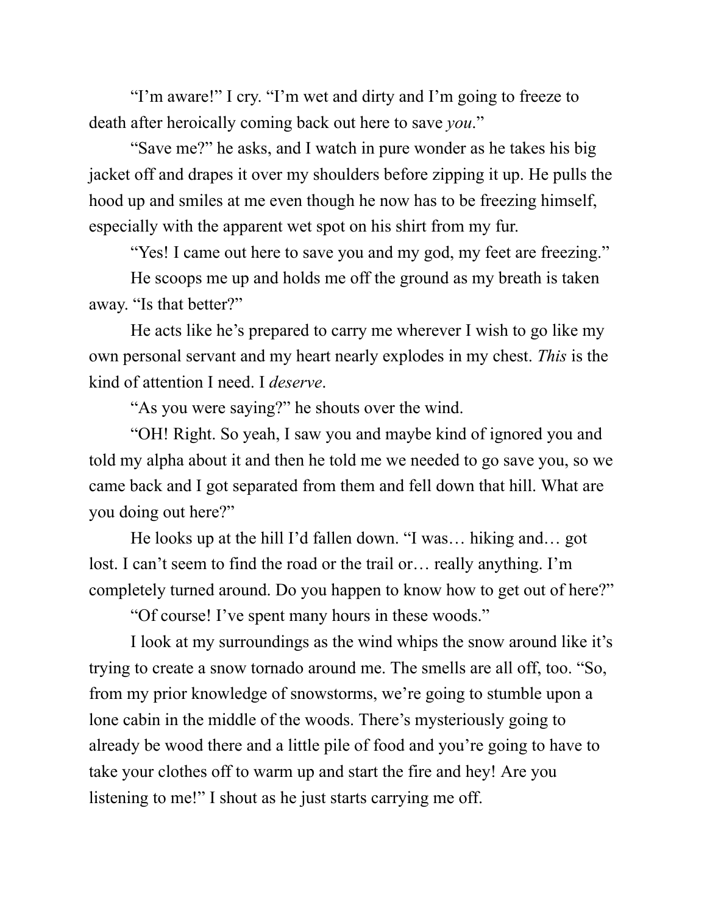"I'm aware!" I cry. "I'm wet and dirty and I'm going to freeze to death after heroically coming back out here to save *you*."

"Save me?" he asks, and I watch in pure wonder as he takes his big jacket off and drapes it over my shoulders before zipping it up. He pulls the hood up and smiles at me even though he now has to be freezing himself, especially with the apparent wet spot on his shirt from my fur.

"Yes! I came out here to save you and my god, my feet are freezing."

He scoops me up and holds me off the ground as my breath is taken away. "Is that better?"

He acts like he's prepared to carry me wherever I wish to go like my own personal servant and my heart nearly explodes in my chest. *This* is the kind of attention I need. I *deserve*.

"As you were saying?" he shouts over the wind.

"OH! Right. So yeah, I saw you and maybe kind of ignored you and told my alpha about it and then he told me we needed to go save you, so we came back and I got separated from them and fell down that hill. What are you doing out here?"

He looks up at the hill I'd fallen down. "I was… hiking and… got lost. I can't seem to find the road or the trail or… really anything. I'm completely turned around. Do you happen to know how to get out of here?"

"Of course! I've spent many hours in these woods."

I look at my surroundings as the wind whips the snow around like it's trying to create a snow tornado around me. The smells are all off, too. "So, from my prior knowledge of snowstorms, we're going to stumble upon a lone cabin in the middle of the woods. There's mysteriously going to already be wood there and a little pile of food and you're going to have to take your clothes off to warm up and start the fire and hey! Are you listening to me!" I shout as he just starts carrying me off.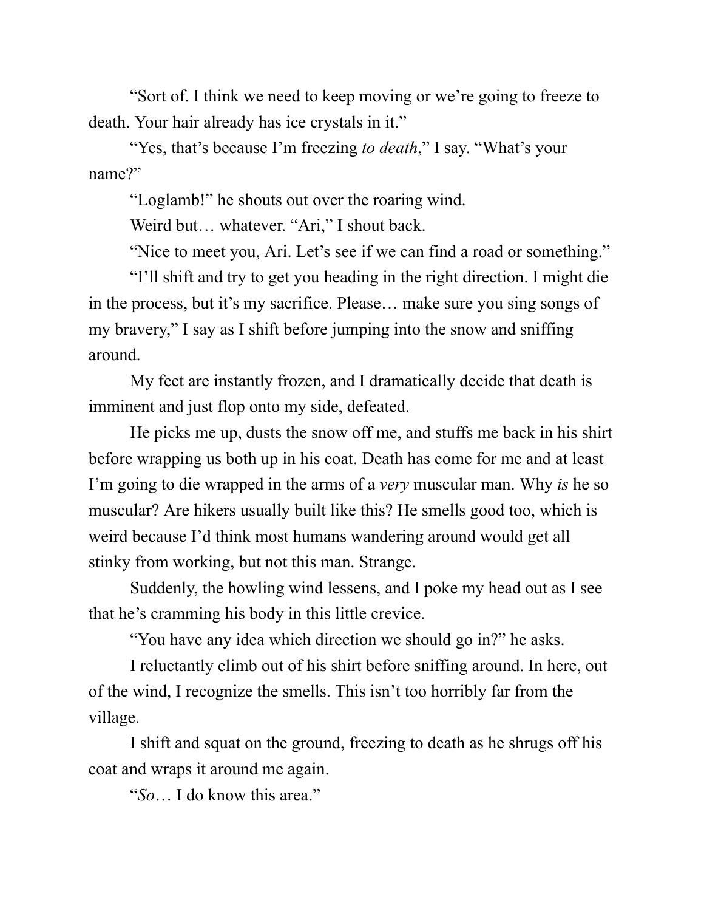"Sort of. I think we need to keep moving or we're going to freeze to death. Your hair already has ice crystals in it."

"Yes, that's because I'm freezing *to death*," I say. "What's your name?"

"Loglamb!" he shouts out over the roaring wind.

Weird but… whatever. "Ari," I shout back.

"Nice to meet you, Ari. Let's see if we can find a road or something."

"I'll shift and try to get you heading in the right direction. I might die in the process, but it's my sacrifice. Please… make sure you sing songs of my bravery," I say as I shift before jumping into the snow and sniffing around.

My feet are instantly frozen, and I dramatically decide that death is imminent and just flop onto my side, defeated.

He picks me up, dusts the snow off me, and stuffs me back in his shirt before wrapping us both up in his coat. Death has come for me and at least I'm going to die wrapped in the arms of a *very* muscular man. Why *is* he so muscular? Are hikers usually built like this? He smells good too, which is weird because I'd think most humans wandering around would get all stinky from working, but not this man. Strange.

Suddenly, the howling wind lessens, and I poke my head out as I see that he's cramming his body in this little crevice.

"You have any idea which direction we should go in?" he asks.

I reluctantly climb out of his shirt before sniffing around. In here, out of the wind, I recognize the smells. This isn't too horribly far from the village.

I shift and squat on the ground, freezing to death as he shrugs off his coat and wraps it around me again.

"*So*… I do know this area."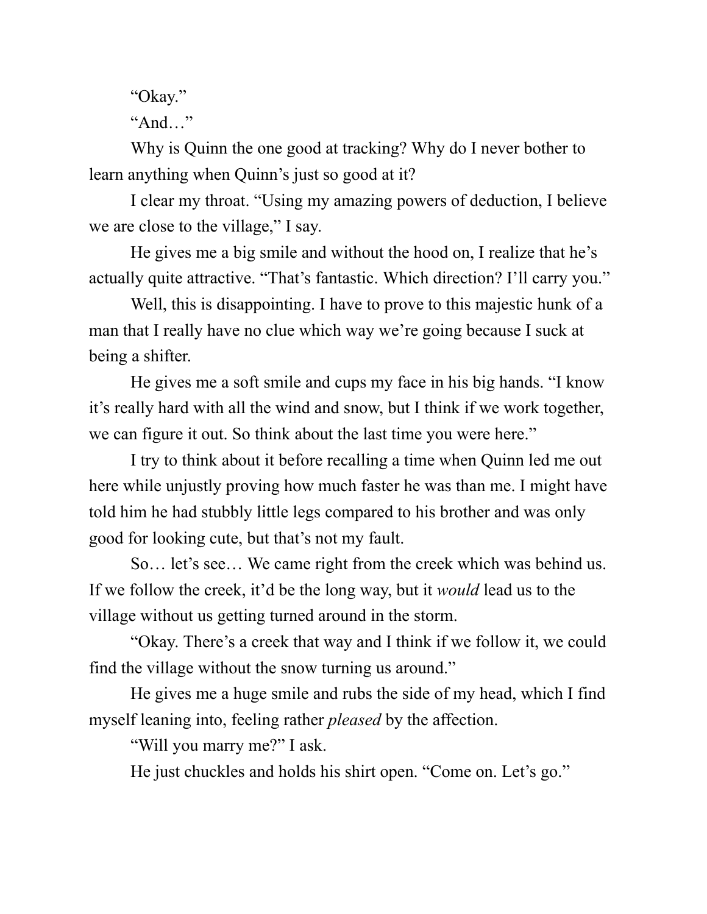"Okay."

"And…"

Why is Quinn the one good at tracking? Why do I never bother to learn anything when Quinn's just so good at it?

I clear my throat. "Using my amazing powers of deduction, I believe we are close to the village," I say.

He gives me a big smile and without the hood on, I realize that he's actually quite attractive. "That's fantastic. Which direction? I'll carry you."

Well, this is disappointing. I have to prove to this majestic hunk of a man that I really have no clue which way we're going because I suck at being a shifter.

He gives me a soft smile and cups my face in his big hands. "I know it's really hard with all the wind and snow, but I think if we work together, we can figure it out. So think about the last time you were here."

I try to think about it before recalling a time when Quinn led me out here while unjustly proving how much faster he was than me. I might have told him he had stubbly little legs compared to his brother and was only good for looking cute, but that's not my fault.

So… let's see… We came right from the creek which was behind us. If we follow the creek, it'd be the long way, but it *would* lead us to the village without us getting turned around in the storm.

"Okay. There's a creek that way and I think if we follow it, we could find the village without the snow turning us around."

He gives me a huge smile and rubs the side of my head, which I find myself leaning into, feeling rather *pleased* by the affection.

"Will you marry me?" I ask.

He just chuckles and holds his shirt open. "Come on. Let's go."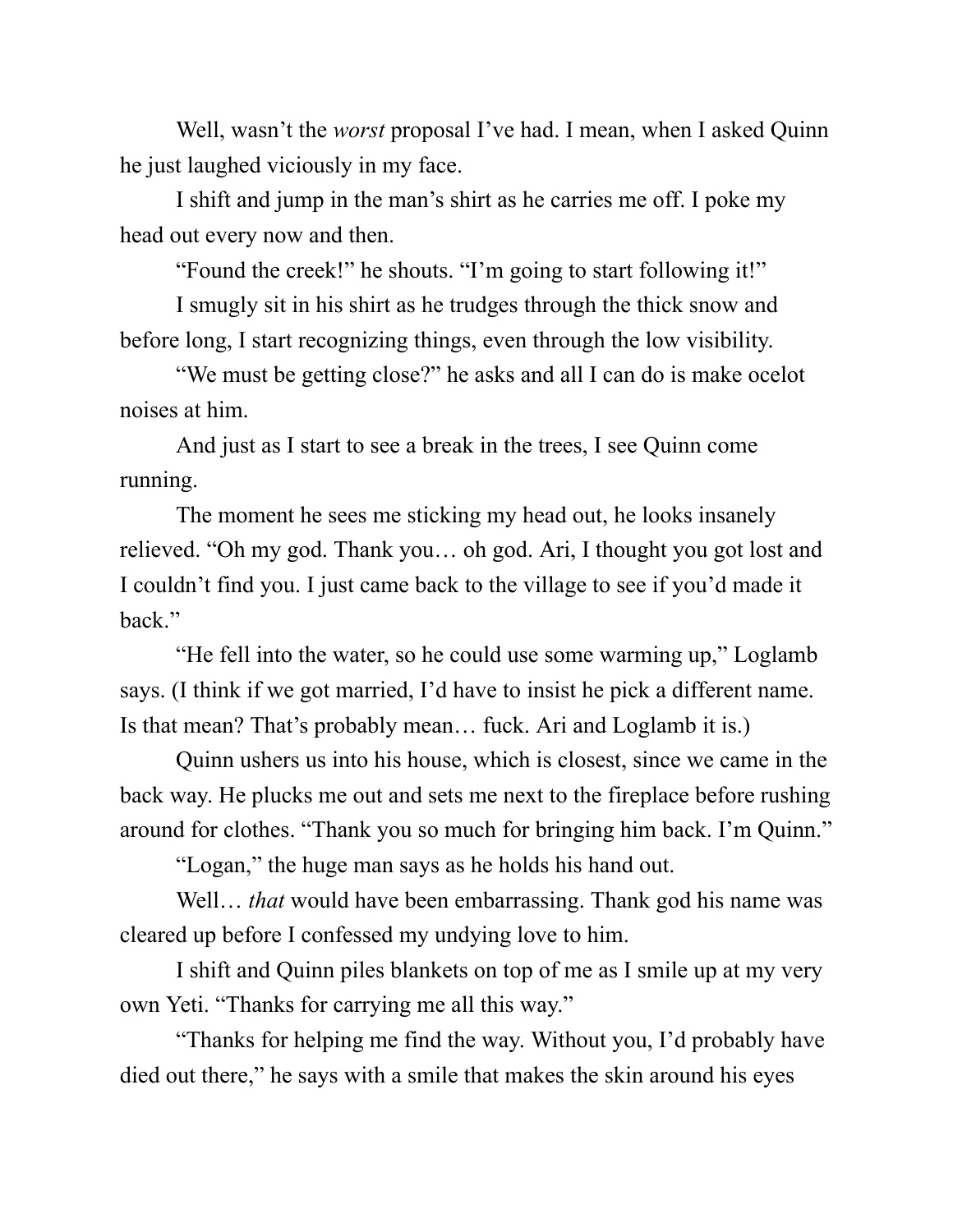Well, wasn't the *worst* proposal I've had. I mean, when I asked Quinn he just laughed viciously in my face.

I shift and jump in the man's shirt as he carries me off. I poke my head out every now and then.

"Found the creek!" he shouts. "I'm going to start following it!"

I smugly sit in his shirt as he trudges through the thick snow and before long, I start recognizing things, even through the low visibility.

"We must be getting close?" he asks and all I can do is make ocelot noises at him.

And just as I start to see a break in the trees, I see Quinn come running.

The moment he sees me sticking my head out, he looks insanely relieved. "Oh my god. Thank you… oh god. Ari, I thought you got lost and I couldn't find you. I just came back to the village to see if you'd made it back."

"He fell into the water, so he could use some warming up," Loglamb says. (I think if we got married, I'd have to insist he pick a different name. Is that mean? That's probably mean… fuck. Ari and Loglamb it is.)

Quinn ushers us into his house, which is closest, since we came in the back way. He plucks me out and sets me next to the fireplace before rushing around for clothes. "Thank you so much for bringing him back. I'm Quinn."

"Logan," the huge man says as he holds his hand out.

Well… *that* would have been embarrassing. Thank god his name was cleared up before I confessed my undying love to him.

I shift and Quinn piles blankets on top of me as I smile up at my very own Yeti. "Thanks for carrying me all this way."

"Thanks for helping me find the way. Without you, I'd probably have died out there," he says with a smile that makes the skin around his eyes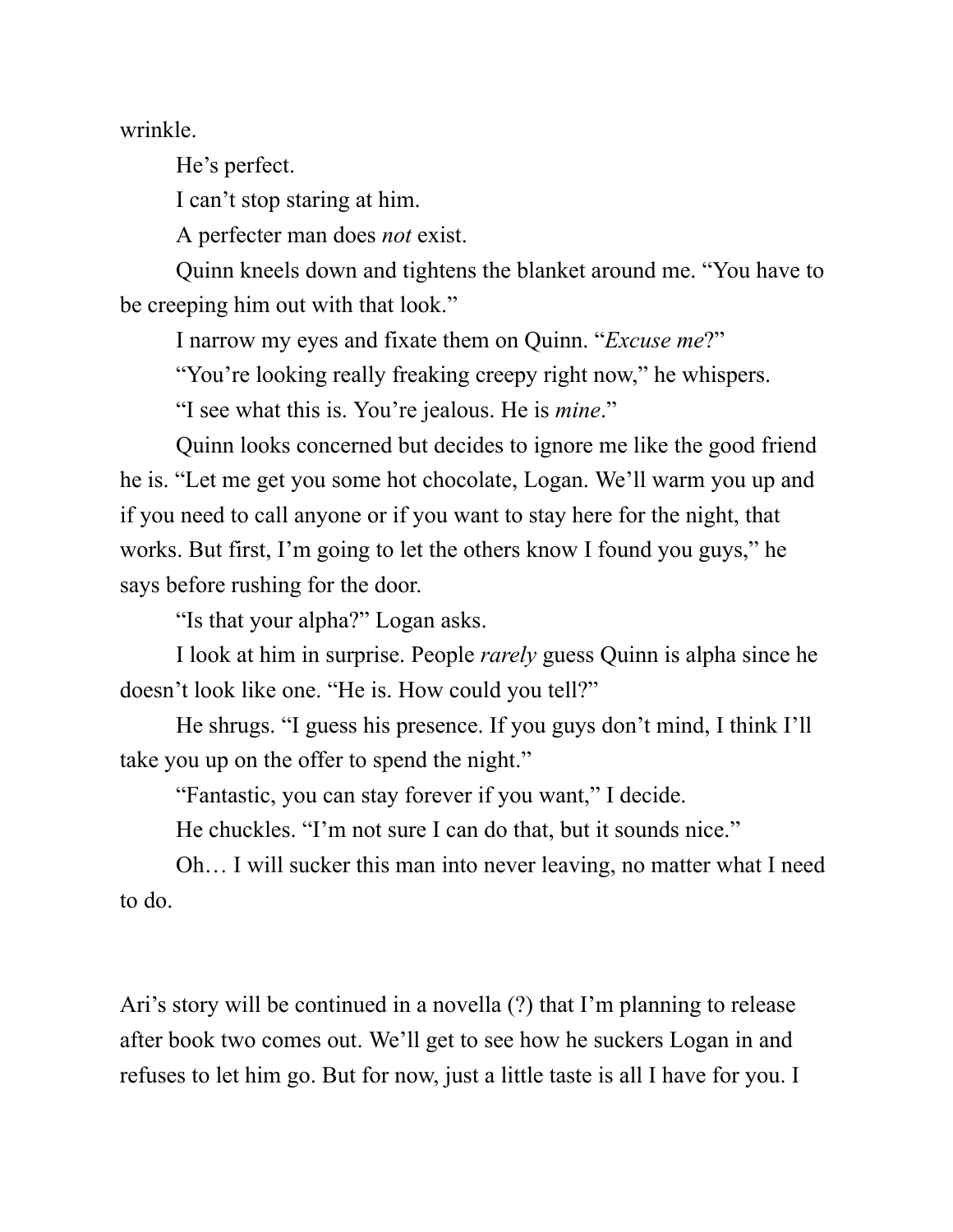wrinkle.

He's perfect.

I can't stop staring at him.

A perfecter man does *not* exist.

Quinn kneels down and tightens the blanket around me. "You have to be creeping him out with that look."

I narrow my eyes and fixate them on Quinn. "*Excuse me*?"

"You're looking really freaking creepy right now," he whispers.

"I see what this is. You're jealous. He is *mine*."

Quinn looks concerned but decides to ignore me like the good friend he is. "Let me get you some hot chocolate, Logan. We'll warm you up and if you need to call anyone or if you want to stay here for the night, that works. But first, I'm going to let the others know I found you guys," he says before rushing for the door.

"Is that your alpha?" Logan asks.

I look at him in surprise. People *rarely* guess Quinn is alpha since he doesn't look like one. "He is. How could you tell?"

He shrugs. "I guess his presence. If you guys don't mind, I think I'll take you up on the offer to spend the night."

"Fantastic, you can stay forever if you want," I decide.

He chuckles. "I'm not sure I can do that, but it sounds nice."

Oh… I will sucker this man into never leaving, no matter what I need to do.

Ari's story will be continued in a novella (?) that I'm planning to release after book two comes out. We'll get to see how he suckers Logan in and refuses to let him go. But for now, just a little taste is all I have for you. I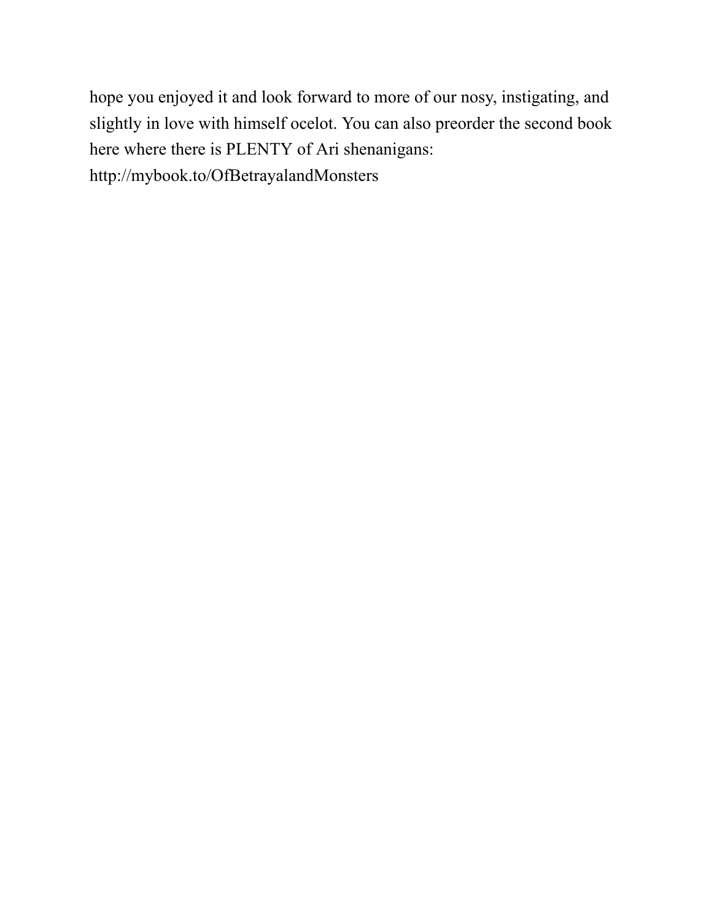hope you enjoyed it and look forward to more of our nosy, instigating, and slightly in love with himself ocelot. You can also preorder the second book here where there is PLENTY of Ari shenanigans: http://mybook.to/OfBetrayalandMonsters